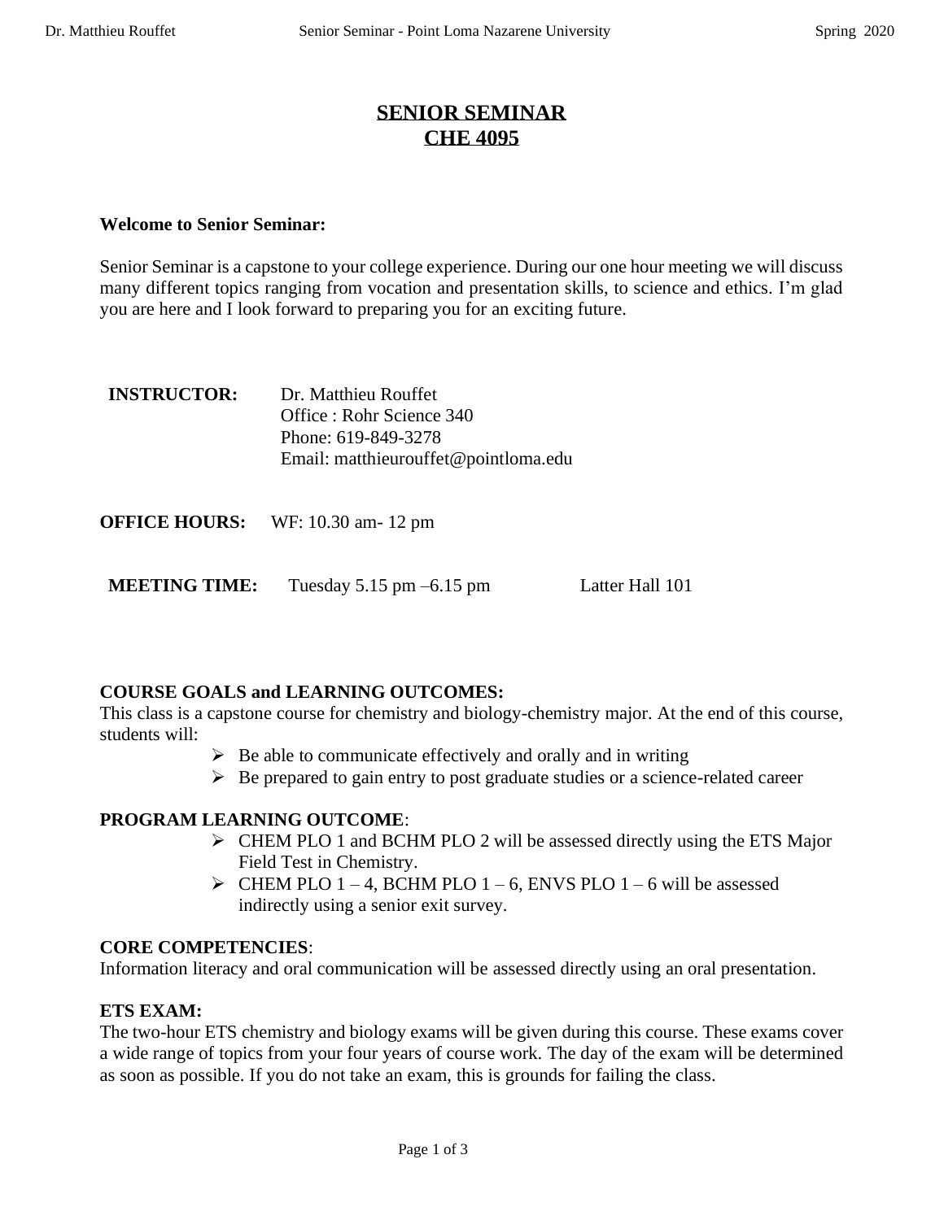# SENIOR SEMINAR
# CHE 4095

**Welcome to Senior Seminar:**

Senior Seminar is a capstone to your college experience. During our one hour meeting we will discuss many different topics ranging from vocation and presentation skills, to science and ethics. I'm glad you are here and I look forward to preparing you for an exciting future.

**INSTRUCTOR:** Dr. Matthieu Rouffet
Office : Rohr Science 340
Phone: 619-849-3278
Email: matthieurouffet@pointloma.edu

**OFFICE HOURS:** WF: 10.30 am- 12 pm

**MEETING TIME:** Tuesday 5.15 pm –6.15 pm Latter Hall 101

**COURSE GOALS and LEARNING OUTCOMES:**
This class is a capstone course for chemistry and biology-chemistry major. At the end of this course, students will:

- Be able to communicate effectively and orally and in writing
- Be prepared to gain entry to post graduate studies or a science-related career

**PROGRAM LEARNING OUTCOME**:

- CHEM PLO 1 and BCHM PLO 2 will be assessed directly using the ETS Major Field Test in Chemistry.
- CHEM PLO 1 – 4, BCHM PLO 1 – 6, ENVS PLO 1 – 6 will be assessed indirectly using a senior exit survey.

**CORE COMPETENCIES**:
Information literacy and oral communication will be assessed directly using an oral presentation.

**ETS EXAM:**
The two-hour ETS chemistry and biology exams will be given during this course. These exams cover a wide range of topics from your four years of course work. The day of the exam will be determined as soon as possible. If you do not take an exam, this is grounds for failing the class.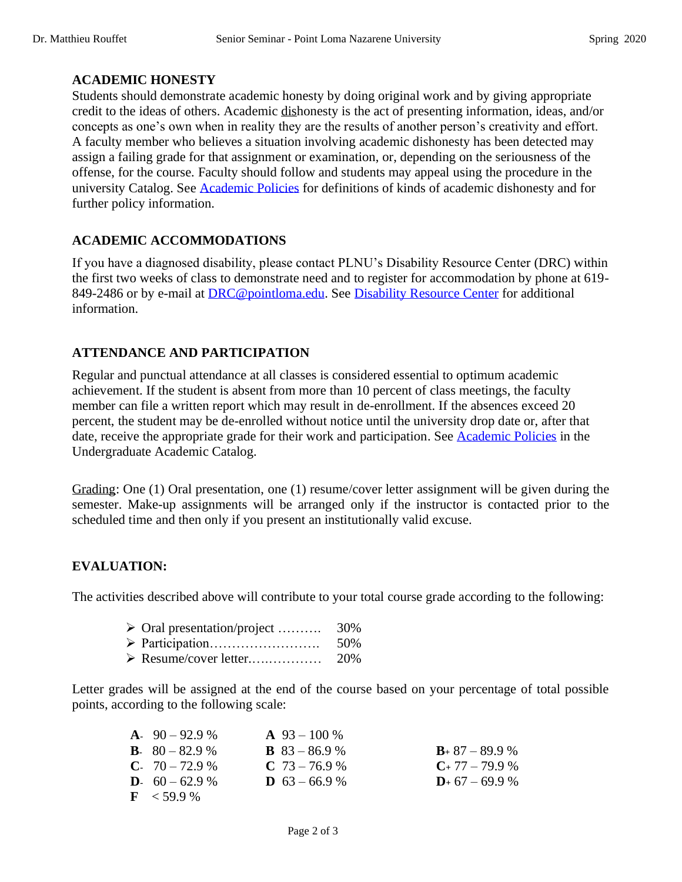## ACADEMIC HONESTY

Students should demonstrate academic honesty by doing original work and by giving appropriate credit to the ideas of others. Academic dishonesty is the act of presenting information, ideas, and/or concepts as one's own when in reality they are the results of another person's creativity and effort. A faculty member who believes a situation involving academic dishonesty has been detected may assign a failing grade for that assignment or examination, or, depending on the seriousness of the offense, for the course. Faculty should follow and students may appeal using the procedure in the university Catalog. See Academic Policies for definitions of kinds of academic dishonesty and for further policy information.

## ACADEMIC ACCOMMODATIONS

If you have a diagnosed disability, please contact PLNU's Disability Resource Center (DRC) within the first two weeks of class to demonstrate need and to register for accommodation by phone at 619-849-2486 or by e-mail at DRC@pointloma.edu. See Disability Resource Center for additional information.

## ATTENDANCE AND PARTICIPATION

Regular and punctual attendance at all classes is considered essential to optimum academic achievement. If the student is absent from more than 10 percent of class meetings, the faculty member can file a written report which may result in de-enrollment. If the absences exceed 20 percent, the student may be de-enrolled without notice until the university drop date or, after that date, receive the appropriate grade for their work and participation. See Academic Policies in the Undergraduate Academic Catalog.

Grading: One (1) Oral presentation, one (1) resume/cover letter assignment will be given during the semester. Make-up assignments will be arranged only if the instructor is contacted prior to the scheduled time and then only if you present an institutionally valid excuse.

## EVALUATION:

The activities described above will contribute to your total course grade according to the following:

- Oral presentation/project ………. 30%
- Participation……………………. 50%
- Resume/cover letter.…..………… 20%

Letter grades will be assigned at the end of the course based on your percentage of total possible points, according to the following scale:

| | | |
|---|---|---|
| **A-** 90 – 92.9 % | **A** 93 – 100 % | |
| **B-** 80 – 82.9 % | **B** 83 – 86.9 % | **B+** 87 – 89.9 % |
| **C-** 70 – 72.9 % | **C** 73 – 76.9 % | **C+** 77 – 79.9 % |
| **D-** 60 – 62.9 % | **D** 63 – 66.9 % | **D+** 67 – 69.9 % |
| **F** < 59.9 % | | |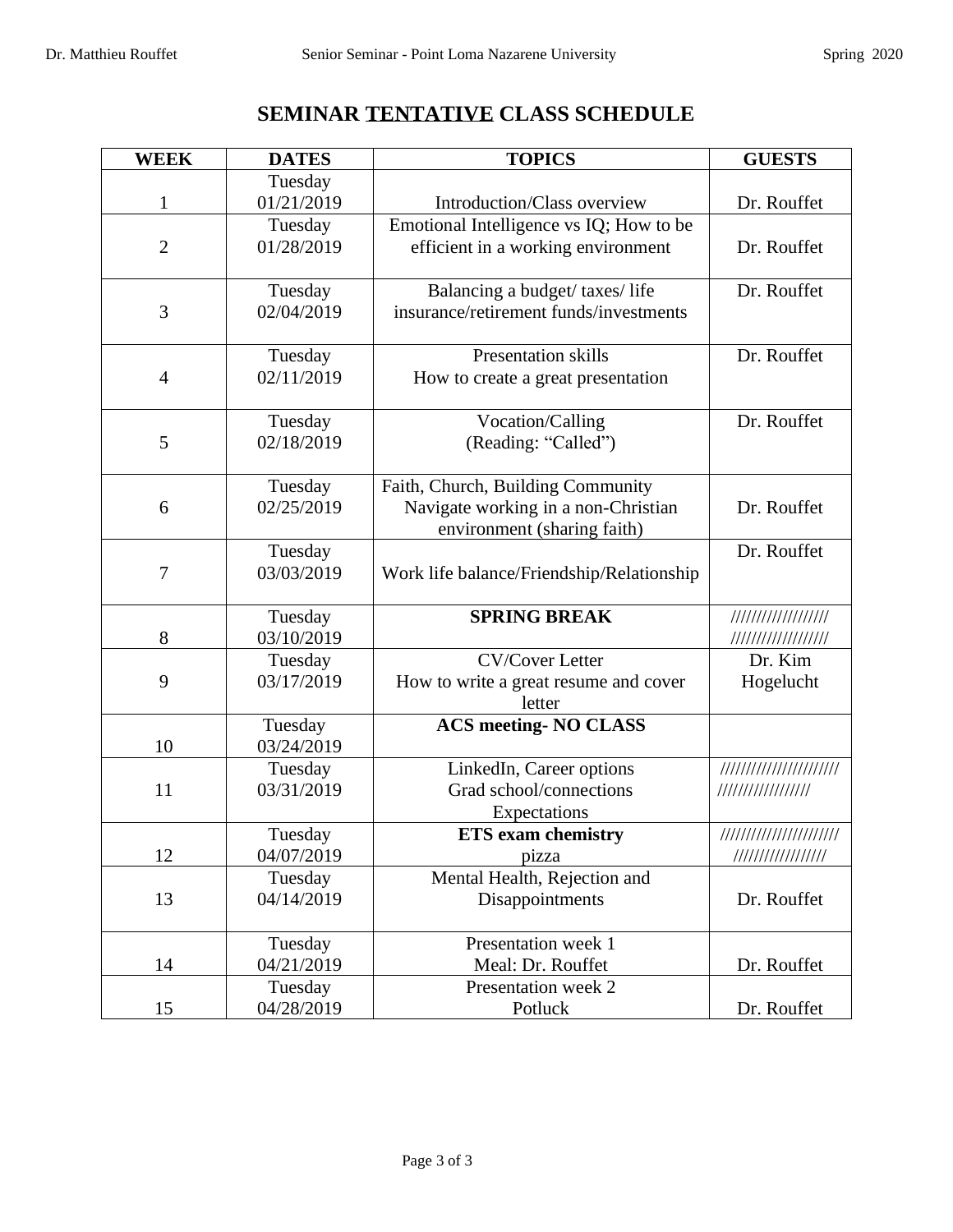# SEMINAR TENTATIVE CLASS SCHEDULE

| WEEK | DATES | TOPICS | GUESTS |
|---|---|---|---|
| 1 | Tuesday 01/21/2019 | Introduction/Class overview | Dr. Rouffet |
| 2 | Tuesday 01/28/2019 | Emotional Intelligence vs IQ; How to be efficient in a working environment | Dr. Rouffet |
| 3 | Tuesday 02/04/2019 | Balancing a budget/ taxes/ life insurance/retirement funds/investments | Dr. Rouffet |
| 4 | Tuesday 02/11/2019 | Presentation skills How to create a great presentation | Dr. Rouffet |
| 5 | Tuesday 02/18/2019 | Vocation/Calling (Reading: "Called") | Dr. Rouffet |
| 6 | Tuesday 02/25/2019 | Faith, Church, Building Community Navigate working in a non-Christian environment (sharing faith) | Dr. Rouffet |
| 7 | Tuesday 03/03/2019 | Work life balance/Friendship/Relationship | Dr. Rouffet |
| 8 | Tuesday 03/10/2019 | **SPRING BREAK** | ////////////////// ////////////////// |
| 9 | Tuesday 03/17/2019 | CV/Cover Letter How to write a great resume and cover letter | Dr. Kim Hogelucht |
| 10 | Tuesday 03/24/2019 | **ACS meeting- NO CLASS** | |
| 11 | Tuesday 03/31/2019 | LinkedIn, Career options Grad school/connections Expectations | ////////////////////// ///////////////// |
| 12 | Tuesday 04/07/2019 | **ETS exam chemistry** pizza | ////////////////////// ///////////////// |
| 13 | Tuesday 04/14/2019 | Mental Health, Rejection and Disappointments | Dr. Rouffet |
| 14 | Tuesday 04/21/2019 | Presentation week 1 Meal: Dr. Rouffet | Dr. Rouffet |
| 15 | Tuesday 04/28/2019 | Presentation week 2 Potluck | Dr. Rouffet |